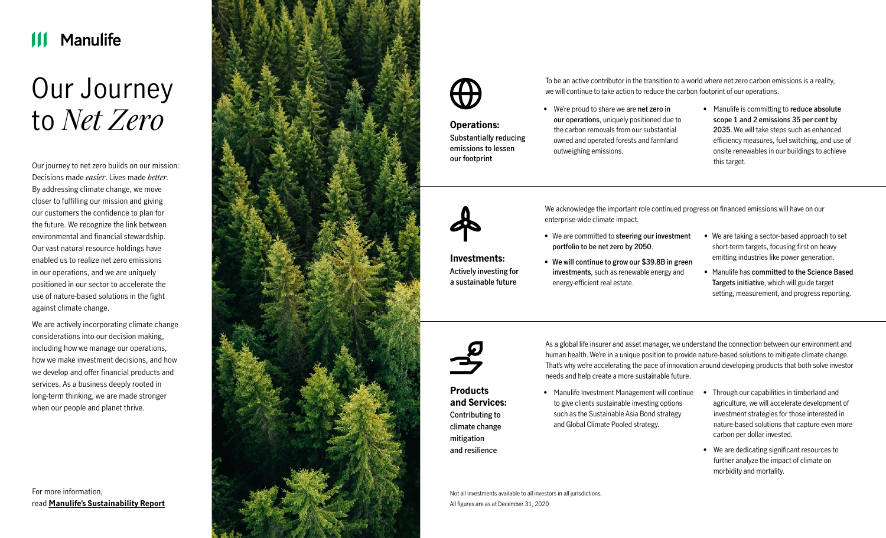# Manulife

# Our Journey to *Net Zero*

Our journey to net zero builds on our mission: Decisions made *easier*. Lives made *better*. By addressing climate change, we move closer to fulfilling our mission and giving our customers the confidence to plan for the future. We recognize the link between environmental and financial stewardship. Our vast natural resource holdings have enabled us to realize net zero emissions in our operations, and we are uniquely positioned in our sector to accelerate the use of nature-based solutions in the fight against climate change.

We are actively incorporating climate change considerations into our decision making, including how we manage our operations, how we make investment decisions, and how we develop and offer financial products and services. As a business deeply rooted in long-term thinking, we are made stronger when our people and planet thrive.

For more information, read **Manulife's Sustainability Report**

## Operations:

**Substantially reducing emissions to lessen our footprint**

To be an active contributor in the transition to a world where net zero carbon emissions is a reality, we will continue to take action to reduce the carbon footprint of our operations.

- We're proud to share we are **net zero in our operations**, uniquely positioned due to the carbon removals from our substantial owned and operated forests and farmland outweighing emissions.
- Manulife is committing to **reduce absolute scope 1 and 2 emissions 35 per cent by 2035**. We will take steps such as enhanced efficiency measures, fuel switching, and use of onsite renewables in our buildings to achieve this target.

## Investments:

**Actively investing for a sustainable future**

We acknowledge the important role continued progress on financed emissions will have on our enterprise-wide climate impact.

- We are committed to **steering our investment portfolio to be net zero by 2050**.
- **We will continue to grow our $39.8B in green investments**, such as renewable energy and energy-efficient real estate.
- We are taking a sector-based approach to set short-term targets, focusing first on heavy emitting industries like power generation.
- Manulife has **committed to the Science Based Targets initiative**, which will guide target setting, measurement, and progress reporting.

## Products and Services:

**Contributing to climate change mitigation and resilience**

As a global life insurer and asset manager, we understand the connection between our environment and human health. We're in a unique position to provide nature-based solutions to mitigate climate change. That's why we're accelerating the pace of innovation around developing products that both solve investor needs and help create a more sustainable future.

- Manulife Investment Management will continue to give clients sustainable investing options such as the Sustainable Asia Bond strategy and Global Climate Pooled strategy.
- Through our capabilities in timberland and agriculture, we will accelerate development of investment strategies for those interested in nature-based solutions that capture even more carbon per dollar invested.
- We are dedicating significant resources to further analyze the impact of climate on morbidity and mortality.

Not all investments available to all investors in all jurisdictions.

All figures are as at December 31, 2020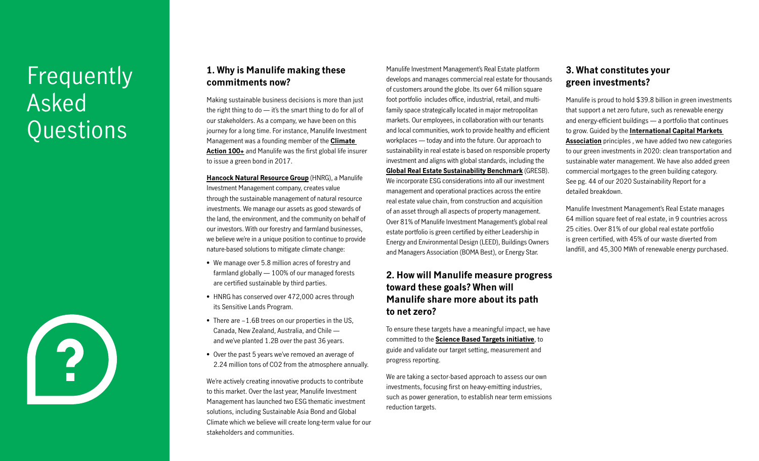# Frequently Asked Questions

## 1. Why is Manulife making these commitments now?

Making sustainable business decisions is more than just the right thing to do — it's the smart thing to do for all of our stakeholders. As a company, we have been on this journey for a long time. For instance, Manulife Investment Management was a founding member of the **Climate Action 100+** and Manulife was the first global life insurer to issue a green bond in 2017.

**Hancock Natural Resource Group** (HNRG), a Manulife Investment Management company, creates value through the sustainable management of natural resource investments. We manage our assets as good stewards of the land, the environment, and the community on behalf of our investors. With our forestry and farmland businesses, we believe we're in a unique position to continue to provide nature-based solutions to mitigate climate change:

- We manage over 5.8 million acres of forestry and farmland globally — 100% of our managed forests are certified sustainable by third parties.
- HNRG has conserved over 472,000 acres through its Sensitive Lands Program.
- There are ~1.6B trees on our properties in the US, Canada, New Zealand, Australia, and Chile — and we've planted 1.2B over the past 36 years.
- Over the past 5 years we've removed an average of 2.24 million tons of $CO_2$ from the atmosphere annually.

We're actively creating innovative products to contribute to this market. Over the last year, Manulife Investment Management has launched two ESG thematic investment solutions, including Sustainable Asia Bond and Global Climate which we believe will create long-term value for our stakeholders and communities.

Manulife Investment Management's Real Estate platform develops and manages commercial real estate for thousands of customers around the globe. Its over 64 million square foot portfolio includes office, industrial, retail, and multi-family space strategically located in major metropolitan markets. Our employees, in collaboration with our tenants and local communities, work to provide healthy and efficient workplaces — today and into the future. Our approach to sustainability in real estate is based on responsible property investment and aligns with global standards, including the **Global Real Estate Sustainability Benchmark** (GRESB). We incorporate ESG considerations into all our investment management and operational practices across the entire real estate value chain, from construction and acquisition of an asset through all aspects of property management. Over 81% of Manulife Investment Management's global real estate portfolio is green certified by either Leadership in Energy and Environmental Design (LEED), Buildings Owners and Managers Association (BOMA Best), or Energy Star.

## 2. How will Manulife measure progress toward these goals? When will Manulife share more about its path to net zero?

To ensure these targets have a meaningful impact, we have committed to the **Science Based Targets initiative**, to guide and validate our target setting, measurement and progress reporting.

We are taking a sector-based approach to assess our own investments, focusing first on heavy-emitting industries, such as power generation, to establish near term emissions reduction targets.

## 3. What constitutes your green investments?

Manulife is proud to hold $39.8 billion in green investments that support a net zero future, such as renewable energy and energy-efficient buildings — a portfolio that continues to grow. Guided by the **International Capital Markets Association** principles , we have added two new categories to our green investments in 2020: clean transportation and sustainable water management. We have also added green commercial mortgages to the green building category. See pg. 44 of our 2020 Sustainability Report for a detailed breakdown.

Manulife Investment Management's Real Estate manages 64 million square feet of real estate, in 9 countries across 25 cities. Over 81% of our global real estate portfolio is green certified, with 45% of our waste diverted from landfill, and 45,300 MWh of renewable energy purchased.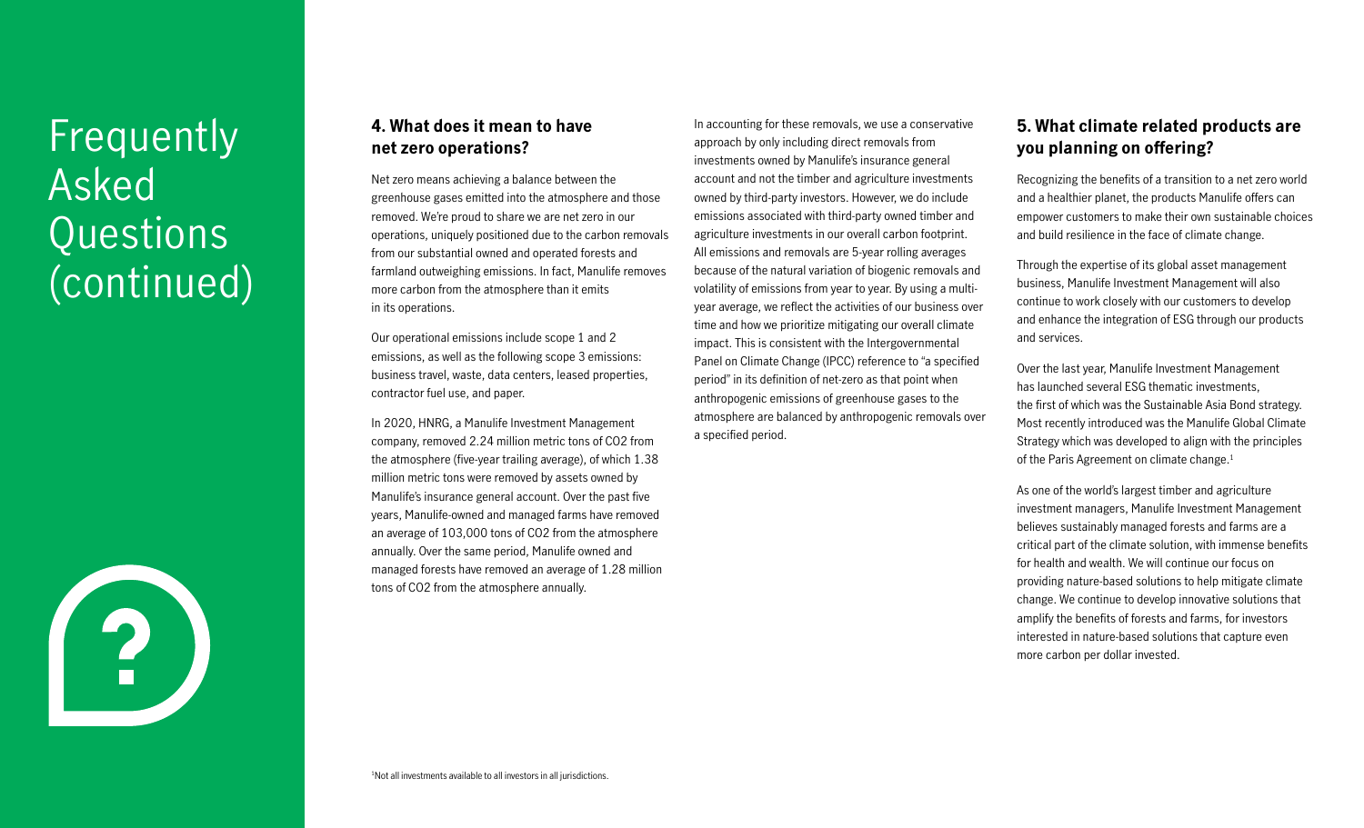# Frequently Asked Questions (continued)

## 4. What does it mean to have net zero operations?

Net zero means achieving a balance between the greenhouse gases emitted into the atmosphere and those removed. We're proud to share we are net zero in our operations, uniquely positioned due to the carbon removals from our substantial owned and operated forests and farmland outweighing emissions. In fact, Manulife removes more carbon from the atmosphere than it emits in its operations.

Our operational emissions include scope 1 and 2 emissions, as well as the following scope 3 emissions: business travel, waste, data centers, leased properties, contractor fuel use, and paper.

In 2020, HNRG, a Manulife Investment Management company, removed 2.24 million metric tons of $CO_2$ from the atmosphere (five-year trailing average), of which 1.38 million metric tons were removed by assets owned by Manulife's insurance general account. Over the past five years, Manulife-owned and managed farms have removed an average of 103,000 tons of $CO_2$ from the atmosphere annually. Over the same period, Manulife owned and managed forests have removed an average of 1.28 million tons of $CO_2$ from the atmosphere annually.

In accounting for these removals, we use a conservative approach by only including direct removals from investments owned by Manulife's insurance general account and not the timber and agriculture investments owned by third-party investors. However, we do include emissions associated with third-party owned timber and agriculture investments in our overall carbon footprint. All emissions and removals are 5-year rolling averages because of the natural variation of biogenic removals and volatility of emissions from year to year. By using a multi-year average, we reflect the activities of our business over time and how we prioritize mitigating our overall climate impact. This is consistent with the Intergovernmental Panel on Climate Change (IPCC) reference to "a specified period" in its definition of net-zero as that point when anthropogenic emissions of greenhouse gases to the atmosphere are balanced by anthropogenic removals over a specified period.

## 5. What climate related products are you planning on offering?

Recognizing the benefits of a transition to a net zero world and a healthier planet, the products Manulife offers can empower customers to make their own sustainable choices and build resilience in the face of climate change.

Through the expertise of its global asset management business, Manulife Investment Management will also continue to work closely with our customers to develop and enhance the integration of ESG through our products and services.

Over the last year, Manulife Investment Management has launched several ESG thematic investments, the first of which was the Sustainable Asia Bond strategy. Most recently introduced was the Manulife Global Climate Strategy which was developed to align with the principles of the Paris Agreement on climate change.[1]

As one of the world's largest timber and agriculture investment managers, Manulife Investment Management believes sustainably managed forests and farms are a critical part of the climate solution, with immense benefits for health and wealth. We will continue our focus on providing nature-based solutions to help mitigate climate change. We continue to develop innovative solutions that amplify the benefits of forests and farms, for investors interested in nature-based solutions that capture even more carbon per dollar invested.

[1] Not all investments available to all investors in all jurisdictions.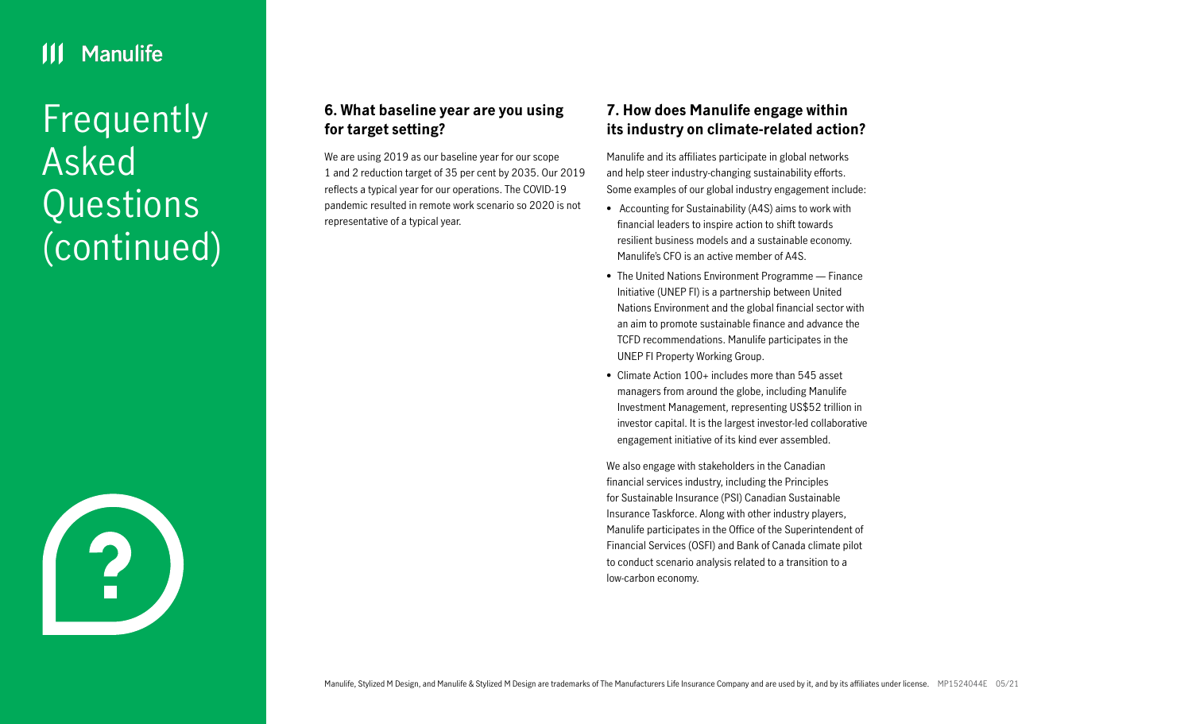# Frequently Asked Questions (continued)

### 6. What baseline year are you using for target setting?

We are using 2019 as our baseline year for our scope 1 and 2 reduction target of 35 per cent by 2035. Our 2019 reflects a typical year for our operations. The COVID-19 pandemic resulted in remote work scenario so 2020 is not representative of a typical year.

### 7. How does Manulife engage within its industry on climate-related action?

Manulife and its affiliates participate in global networks and help steer industry-changing sustainability efforts. Some examples of our global industry engagement include:

- Accounting for Sustainability (A4S) aims to work with financial leaders to inspire action to shift towards resilient business models and a sustainable economy. Manulife's CFO is an active member of A4S.
- The United Nations Environment Programme — Finance Initiative (UNEP FI) is a partnership between United Nations Environment and the global financial sector with an aim to promote sustainable finance and advance the TCFD recommendations. Manulife participates in the UNEP FI Property Working Group.
- Climate Action 100+ includes more than 545 asset managers from around the globe, including Manulife Investment Management, representing US$52 trillion in investor capital. It is the largest investor-led collaborative engagement initiative of its kind ever assembled.

We also engage with stakeholders in the Canadian financial services industry, including the Principles for Sustainable Insurance (PSI) Canadian Sustainable Insurance Taskforce. Along with other industry players, Manulife participates in the Office of the Superintendent of Financial Services (OSFI) and Bank of Canada climate pilot to conduct scenario analysis related to a transition to a low-carbon economy.

Manulife, Stylized M Design, and Manulife & Stylized M Design are trademarks of The Manufacturers Life Insurance Company and are used by it, and by its affiliates under license. MP1524044E 05/21